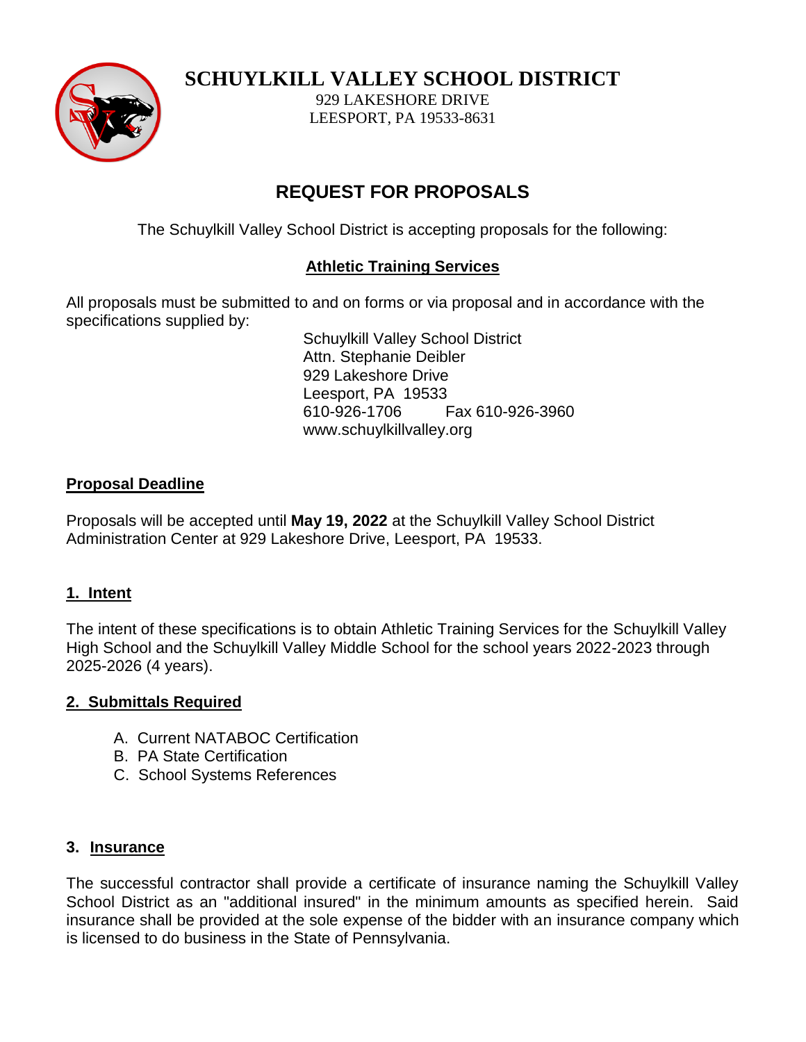# SCHUYLKILL VALLEY SCHOOL DISTRICT

929 LAKESHORE DRIVE
LEESPORT, PA 19533-8631

## REQUEST FOR PROPOSALS

The Schuylkill Valley School District is accepting proposals for the following:

**Athletic Training Services**

All proposals must be submitted to and on forms or via proposal and in accordance with the specifications supplied by:

Schuylkill Valley School District
Attn. Stephanie Deibler
929 Lakeshore Drive
Leesport, PA 19533
610-926-1706 Fax 610-926-3960
www.schuylkillvalley.org

### Proposal Deadline

Proposals will be accepted until **May 19, 2022** at the Schuylkill Valley School District Administration Center at 929 Lakeshore Drive, Leesport, PA 19533.

### 1. Intent

The intent of these specifications is to obtain Athletic Training Services for the Schuylkill Valley High School and the Schuylkill Valley Middle School for the school years 2022-2023 through 2025-2026 (4 years).

### 2. Submittals Required

A. Current NATABOC Certification
B. PA State Certification
C. School Systems References

### 3. Insurance

The successful contractor shall provide a certificate of insurance naming the Schuylkill Valley School District as an "additional insured" in the minimum amounts as specified herein. Said insurance shall be provided at the sole expense of the bidder with an insurance company which is licensed to do business in the State of Pennsylvania.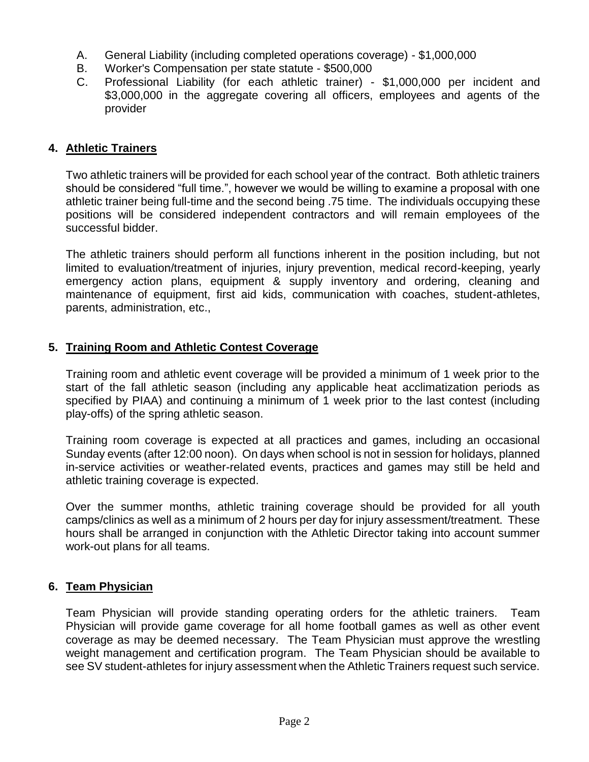A. General Liability (including completed operations coverage) - $1,000,000
B. Worker's Compensation per state statute - $500,000
C. Professional Liability (for each athletic trainer) - $1,000,000 per incident and $3,000,000 in the aggregate covering all officers, employees and agents of the provider

## 4. Athletic Trainers

Two athletic trainers will be provided for each school year of the contract. Both athletic trainers should be considered "full time.", however we would be willing to examine a proposal with one athletic trainer being full-time and the second being .75 time. The individuals occupying these positions will be considered independent contractors and will remain employees of the successful bidder.

The athletic trainers should perform all functions inherent in the position including, but not limited to evaluation/treatment of injuries, injury prevention, medical record-keeping, yearly emergency action plans, equipment & supply inventory and ordering, cleaning and maintenance of equipment, first aid kids, communication with coaches, student-athletes, parents, administration, etc.,

## 5. Training Room and Athletic Contest Coverage

Training room and athletic event coverage will be provided a minimum of 1 week prior to the start of the fall athletic season (including any applicable heat acclimatization periods as specified by PIAA) and continuing a minimum of 1 week prior to the last contest (including play-offs) of the spring athletic season.

Training room coverage is expected at all practices and games, including an occasional Sunday events (after 12:00 noon). On days when school is not in session for holidays, planned in-service activities or weather-related events, practices and games may still be held and athletic training coverage is expected.

Over the summer months, athletic training coverage should be provided for all youth camps/clinics as well as a minimum of 2 hours per day for injury assessment/treatment. These hours shall be arranged in conjunction with the Athletic Director taking into account summer work-out plans for all teams.

## 6. Team Physician

Team Physician will provide standing operating orders for the athletic trainers. Team Physician will provide game coverage for all home football games as well as other event coverage as may be deemed necessary. The Team Physician must approve the wrestling weight management and certification program. The Team Physician should be available to see SV student-athletes for injury assessment when the Athletic Trainers request such service.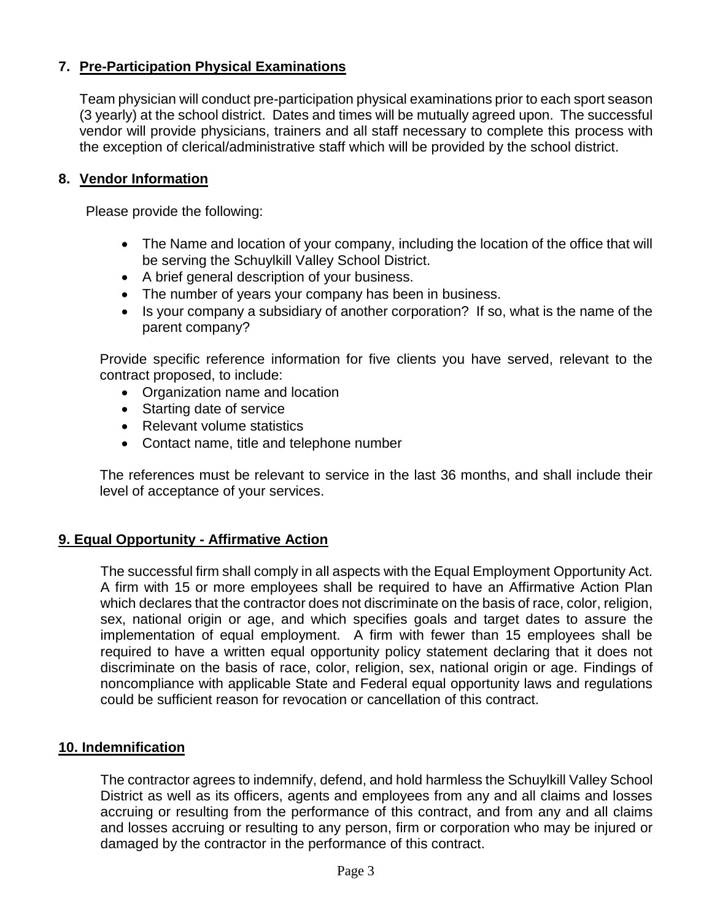## 7. Pre-Participation Physical Examinations

Team physician will conduct pre-participation physical examinations prior to each sport season (3 yearly) at the school district. Dates and times will be mutually agreed upon. The successful vendor will provide physicians, trainers and all staff necessary to complete this process with the exception of clerical/administrative staff which will be provided by the school district.

## 8. Vendor Information

Please provide the following:

- The Name and location of your company, including the location of the office that will be serving the Schuylkill Valley School District.
- A brief general description of your business.
- The number of years your company has been in business.
- Is your company a subsidiary of another corporation? If so, what is the name of the parent company?

Provide specific reference information for five clients you have served, relevant to the contract proposed, to include:

- Organization name and location
- Starting date of service
- Relevant volume statistics
- Contact name, title and telephone number

The references must be relevant to service in the last 36 months, and shall include their level of acceptance of your services.

## 9. Equal Opportunity - Affirmative Action

The successful firm shall comply in all aspects with the Equal Employment Opportunity Act. A firm with 15 or more employees shall be required to have an Affirmative Action Plan which declares that the contractor does not discriminate on the basis of race, color, religion, sex, national origin or age, and which specifies goals and target dates to assure the implementation of equal employment. A firm with fewer than 15 employees shall be required to have a written equal opportunity policy statement declaring that it does not discriminate on the basis of race, color, religion, sex, national origin or age. Findings of noncompliance with applicable State and Federal equal opportunity laws and regulations could be sufficient reason for revocation or cancellation of this contract.

## 10. Indemnification

The contractor agrees to indemnify, defend, and hold harmless the Schuylkill Valley School District as well as its officers, agents and employees from any and all claims and losses accruing or resulting from the performance of this contract, and from any and all claims and losses accruing or resulting to any person, firm or corporation who may be injured or damaged by the contractor in the performance of this contract.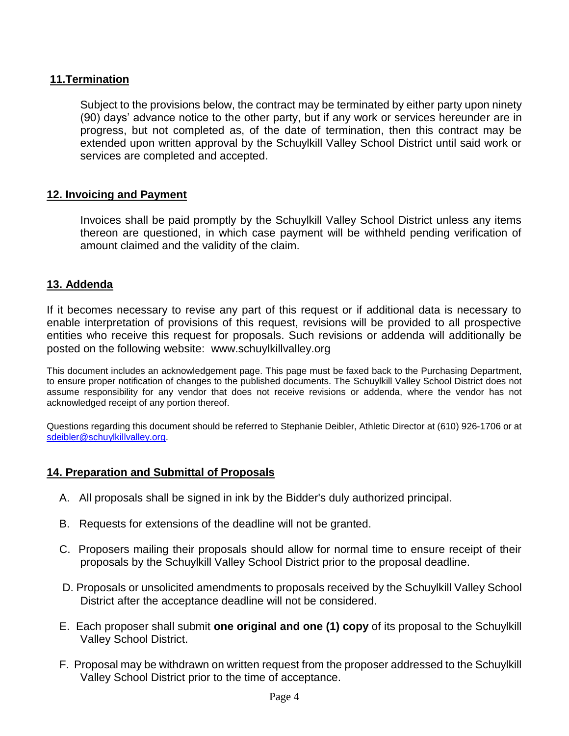## 11.Termination

Subject to the provisions below, the contract may be terminated by either party upon ninety (90) days' advance notice to the other party, but if any work or services hereunder are in progress, but not completed as, of the date of termination, then this contract may be extended upon written approval by the Schuylkill Valley School District until said work or services are completed and accepted.

## 12. Invoicing and Payment

Invoices shall be paid promptly by the Schuylkill Valley School District unless any items thereon are questioned, in which case payment will be withheld pending verification of amount claimed and the validity of the claim.

## 13. Addenda

If it becomes necessary to revise any part of this request or if additional data is necessary to enable interpretation of provisions of this request, revisions will be provided to all prospective entities who receive this request for proposals. Such revisions or addenda will additionally be posted on the following website: www.schuylkillvalley.org

This document includes an acknowledgement page. This page must be faxed back to the Purchasing Department, to ensure proper notification of changes to the published documents. The Schuylkill Valley School District does not assume responsibility for any vendor that does not receive revisions or addenda, where the vendor has not acknowledged receipt of any portion thereof.

Questions regarding this document should be referred to Stephanie Deibler, Athletic Director at (610) 926-1706 or at sdeibler@schuylkillvalley.org.

## 14. Preparation and Submittal of Proposals

A. All proposals shall be signed in ink by the Bidder's duly authorized principal.

B. Requests for extensions of the deadline will not be granted.

C. Proposers mailing their proposals should allow for normal time to ensure receipt of their proposals by the Schuylkill Valley School District prior to the proposal deadline.

D. Proposals or unsolicited amendments to proposals received by the Schuylkill Valley School District after the acceptance deadline will not be considered.

E. Each proposer shall submit **one original and one (1) copy** of its proposal to the Schuylkill Valley School District.

F. Proposal may be withdrawn on written request from the proposer addressed to the Schuylkill Valley School District prior to the time of acceptance.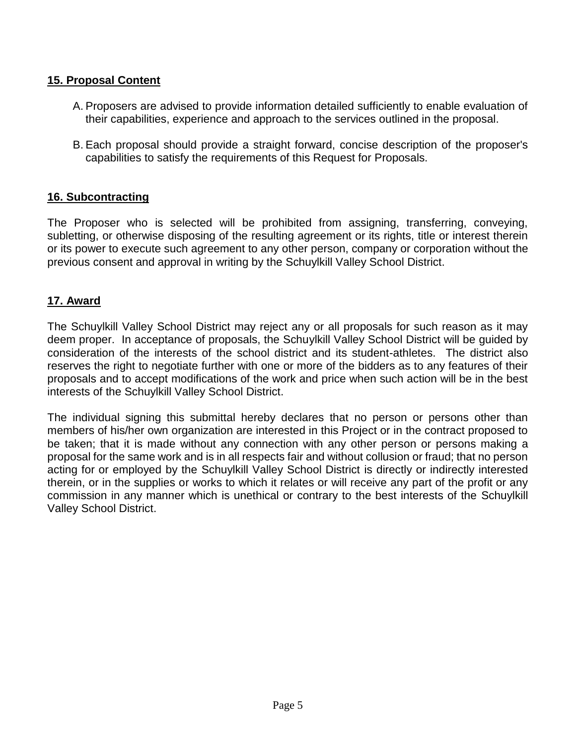## 15. Proposal Content

A. Proposers are advised to provide information detailed sufficiently to enable evaluation of their capabilities, experience and approach to the services outlined in the proposal.

B. Each proposal should provide a straight forward, concise description of the proposer's capabilities to satisfy the requirements of this Request for Proposals.

## 16. Subcontracting

The Proposer who is selected will be prohibited from assigning, transferring, conveying, subletting, or otherwise disposing of the resulting agreement or its rights, title or interest therein or its power to execute such agreement to any other person, company or corporation without the previous consent and approval in writing by the Schuylkill Valley School District.

## 17. Award

The Schuylkill Valley School District may reject any or all proposals for such reason as it may deem proper. In acceptance of proposals, the Schuylkill Valley School District will be guided by consideration of the interests of the school district and its student-athletes. The district also reserves the right to negotiate further with one or more of the bidders as to any features of their proposals and to accept modifications of the work and price when such action will be in the best interests of the Schuylkill Valley School District.

The individual signing this submittal hereby declares that no person or persons other than members of his/her own organization are interested in this Project or in the contract proposed to be taken; that it is made without any connection with any other person or persons making a proposal for the same work and is in all respects fair and without collusion or fraud; that no person acting for or employed by the Schuylkill Valley School District is directly or indirectly interested therein, or in the supplies or works to which it relates or will receive any part of the profit or any commission in any manner which is unethical or contrary to the best interests of the Schuylkill Valley School District.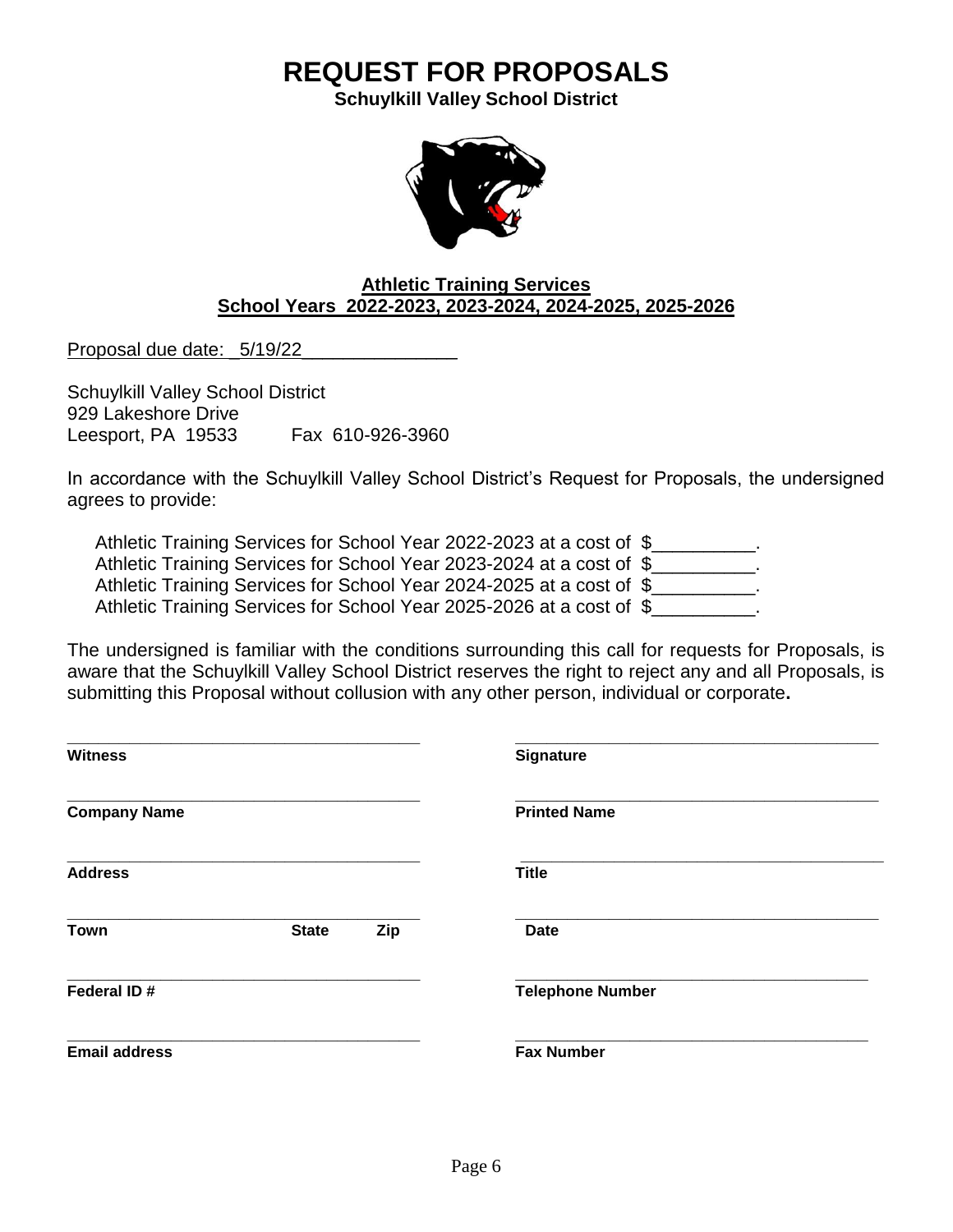# REQUEST FOR PROPOSALS

**Schuylkill Valley School District**

**Athletic Training Services**
**School Years 2022-2023, 2023-2024, 2024-2025, 2025-2026**

Proposal due date: _5/19/22_______________

Schuylkill Valley School District
929 Lakeshore Drive
Leesport, PA 19533     Fax 610-926-3960

In accordance with the Schuylkill Valley School District's Request for Proposals, the undersigned agrees to provide:

Athletic Training Services for School Year 2022-2023 at a cost of $__________.
Athletic Training Services for School Year 2023-2024 at a cost of $__________.
Athletic Training Services for School Year 2024-2025 at a cost of $__________.
Athletic Training Services for School Year 2025-2026 at a cost of $__________.

The undersigned is familiar with the conditions surrounding this call for requests for Proposals, is aware that the Schuylkill Valley School District reserves the right to reject any and all Proposals, is submitting this Proposal without collusion with any other person, individual or corporate**.**

| | |
|---|---|
| ______________________________ **Witness** | ______________________________ **Signature** |
| ______________________________ **Company Name** | ______________________________ **Printed Name** |
| ______________________________ **Address** | ______________________________ **Title** |
| ______________________________ **Town State Zip** | ______________________________ **Date** |
| ______________________________ **Federal ID #** | ______________________________ **Telephone Number** |
| ______________________________ **Email address** | ______________________________ **Fax Number** |